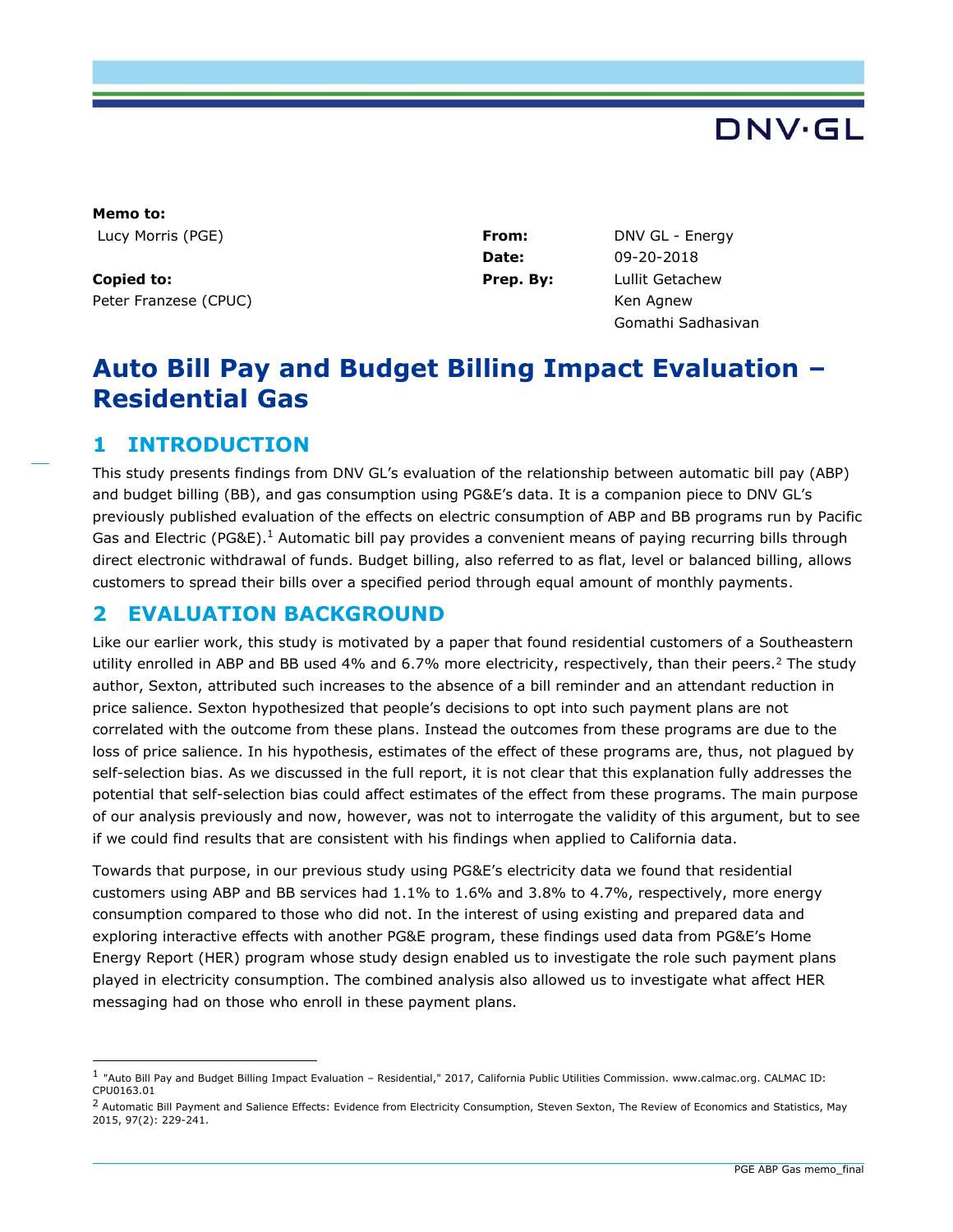**Memo to:**
Lucy Morris (PGE)

**Copied to:**
Peter Franzese (CPUC)

**From:** DNV GL - Energy
**Date:** 09-20-2018
**Prep. By:** Lullit Getachew
Ken Agnew
Gomathi Sadhasivan

# Auto Bill Pay and Budget Billing Impact Evaluation – Residential Gas

## 1 INTRODUCTION

This study presents findings from DNV GL's evaluation of the relationship between automatic bill pay (ABP) and budget billing (BB), and gas consumption using PG&E's data. It is a companion piece to DNV GL's previously published evaluation of the effects on electric consumption of ABP and BB programs run by Pacific Gas and Electric (PG&E).[1] Automatic bill pay provides a convenient means of paying recurring bills through direct electronic withdrawal of funds. Budget billing, also referred to as flat, level or balanced billing, allows customers to spread their bills over a specified period through equal amount of monthly payments.

## 2 EVALUATION BACKGROUND

Like our earlier work, this study is motivated by a paper that found residential customers of a Southeastern utility enrolled in ABP and BB used 4% and 6.7% more electricity, respectively, than their peers.[2] The study author, Sexton, attributed such increases to the absence of a bill reminder and an attendant reduction in price salience. Sexton hypothesized that people's decisions to opt into such payment plans are not correlated with the outcome from these plans. Instead the outcomes from these programs are due to the loss of price salience. In his hypothesis, estimates of the effect of these programs are, thus, not plagued by self-selection bias. As we discussed in the full report, it is not clear that this explanation fully addresses the potential that self-selection bias could affect estimates of the effect from these programs. The main purpose of our analysis previously and now, however, was not to interrogate the validity of this argument, but to see if we could find results that are consistent with his findings when applied to California data.

Towards that purpose, in our previous study using PG&E's electricity data we found that residential customers using ABP and BB services had 1.1% to 1.6% and 3.8% to 4.7%, respectively, more energy consumption compared to those who did not. In the interest of using existing and prepared data and exploring interactive effects with another PG&E program, these findings used data from PG&E's Home Energy Report (HER) program whose study design enabled us to investigate the role such payment plans played in electricity consumption. The combined analysis also allowed us to investigate what affect HER messaging had on those who enroll in these payment plans.

---

[1] "Auto Bill Pay and Budget Billing Impact Evaluation – Residential," 2017, California Public Utilities Commission. www.calmac.org. CALMAC ID: CPU0163.01

[2] Automatic Bill Payment and Salience Effects: Evidence from Electricity Consumption, Steven Sexton, The Review of Economics and Statistics, May 2015, 97(2): 229-241.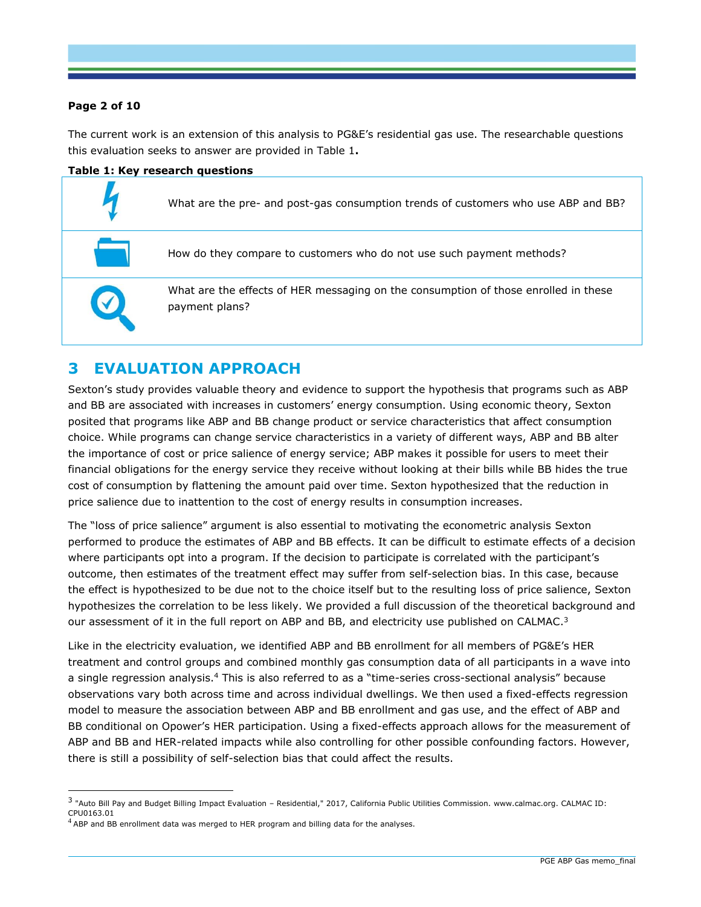The current work is an extension of this analysis to PG&E's residential gas use. The researchable questions this evaluation seeks to answer are provided in Table 1**.**

**Table 1: Key research questions**

| | |
|---|---|
| | What are the pre- and post-gas consumption trends of customers who use ABP and BB? |
| | How do they compare to customers who do not use such payment methods? |
| | What are the effects of HER messaging on the consumption of those enrolled in these payment plans? |

# 3 EVALUATION APPROACH

Sexton's study provides valuable theory and evidence to support the hypothesis that programs such as ABP and BB are associated with increases in customers' energy consumption. Using economic theory, Sexton posited that programs like ABP and BB change product or service characteristics that affect consumption choice. While programs can change service characteristics in a variety of different ways, ABP and BB alter the importance of cost or price salience of energy service; ABP makes it possible for users to meet their financial obligations for the energy service they receive without looking at their bills while BB hides the true cost of consumption by flattening the amount paid over time. Sexton hypothesized that the reduction in price salience due to inattention to the cost of energy results in consumption increases.

The "loss of price salience" argument is also essential to motivating the econometric analysis Sexton performed to produce the estimates of ABP and BB effects. It can be difficult to estimate effects of a decision where participants opt into a program. If the decision to participate is correlated with the participant's outcome, then estimates of the treatment effect may suffer from self-selection bias. In this case, because the effect is hypothesized to be due not to the choice itself but to the resulting loss of price salience, Sexton hypothesizes the correlation to be less likely. We provided a full discussion of the theoretical background and our assessment of it in the full report on ABP and BB, and electricity use published on CALMAC.[3]

Like in the electricity evaluation, we identified ABP and BB enrollment for all members of PG&E's HER treatment and control groups and combined monthly gas consumption data of all participants in a wave into a single regression analysis.[4] This is also referred to as a "time-series cross-sectional analysis" because observations vary both across time and across individual dwellings. We then used a fixed-effects regression model to measure the association between ABP and BB enrollment and gas use, and the effect of ABP and BB conditional on Opower's HER participation. Using a fixed-effects approach allows for the measurement of ABP and BB and HER-related impacts while also controlling for other possible confounding factors. However, there is still a possibility of self-selection bias that could affect the results.

---

[3] "Auto Bill Pay and Budget Billing Impact Evaluation – Residential," 2017, California Public Utilities Commission. www.calmac.org. CALMAC ID: CPU0163.01

[4] ABP and BB enrollment data was merged to HER program and billing data for the analyses.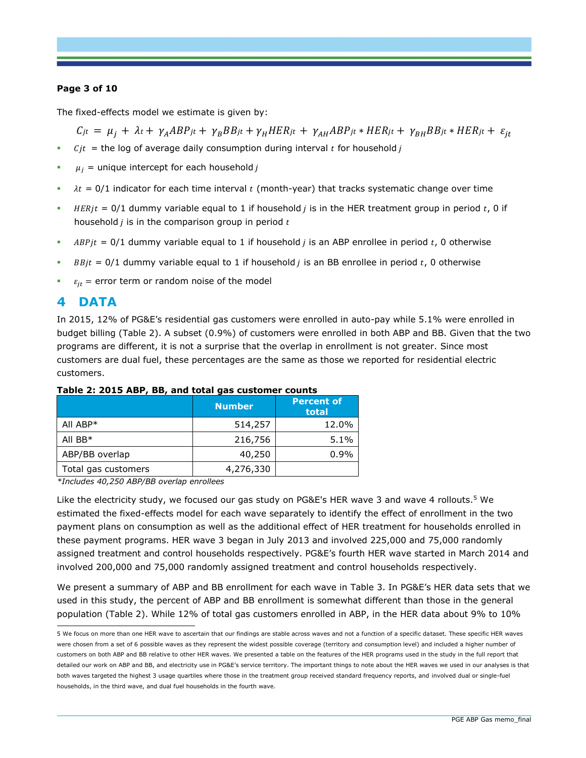The fixed-effects model we estimate is given by:

$$C_{jt} = \mu_j + \lambda_t + \gamma_A ABP_{jt} + \gamma_B BB_{jt} + \gamma_H HER_{jt} + \gamma_{AH} ABP_{jt} * HER_{jt} + \gamma_{BH} BB_{jt} * HER_{jt} + \varepsilon_{jt}$$

- $Cjt$ = the log of average daily consumption during interval $t$ for household $j$
- $\mu_j$ = unique intercept for each household $j$
- $\lambda t$ = 0/1 indicator for each time interval $t$ (month-year) that tracks systematic change over time
- $HERjt$ = 0/1 dummy variable equal to 1 if household $j$ is in the HER treatment group in period $t$, 0 if household $j$ is in the comparison group in period $t$
- $ABPjt$ = 0/1 dummy variable equal to 1 if household $j$ is an ABP enrollee in period $t$, 0 otherwise
- $BBjt$ = 0/1 dummy variable equal to 1 if household $j$ is an BB enrollee in period $t$, 0 otherwise
- $\varepsilon_{jt}$ = error term or random noise of the model

# 4 DATA

In 2015, 12% of PG&E's residential gas customers were enrolled in auto-pay while 5.1% were enrolled in budget billing (Table 2). A subset (0.9%) of customers were enrolled in both ABP and BB. Given that the two programs are different, it is not a surprise that the overlap in enrollment is not greater. Since most customers are dual fuel, these percentages are the same as those we reported for residential electric customers.

**Table 2: 2015 ABP, BB, and total gas customer counts**

| | Number | Percent of total |
|---|---|---|
| All ABP* | 514,257 | 12.0% |
| All BB* | 216,756 | 5.1% |
| ABP/BB overlap | 40,250 | 0.9% |
| Total gas customers | 4,276,330 | |

*\*Includes 40,250 ABP/BB overlap enrollees*

Like the electricity study, we focused our gas study on PG&E's HER wave 3 and wave 4 rollouts.[5] We estimated the fixed-effects model for each wave separately to identify the effect of enrollment in the two payment plans on consumption as well as the additional effect of HER treatment for households enrolled in these payment programs. HER wave 3 began in July 2013 and involved 225,000 and 75,000 randomly assigned treatment and control households respectively. PG&E's fourth HER wave started in March 2014 and involved 200,000 and 75,000 randomly assigned treatment and control households respectively.

We present a summary of ABP and BB enrollment for each wave in Table 3. In PG&E's HER data sets that we used in this study, the percent of ABP and BB enrollment is somewhat different than those in the general population (Table 2). While 12% of total gas customers enrolled in ABP, in the HER data about 9% to 10%

---

5 We focus on more than one HER wave to ascertain that our findings are stable across waves and not a function of a specific dataset. These specific HER waves were chosen from a set of 6 possible waves as they represent the widest possible coverage (territory and consumption level) and included a higher number of customers on both ABP and BB relative to other HER waves. We presented a table on the features of the HER programs used in the study in the full report that detailed our work on ABP and BB, and electricity use in PG&E's service territory. The important things to note about the HER waves we used in our analyses is that both waves targeted the highest 3 usage quartiles where those in the treatment group received standard frequency reports, and involved dual or single-fuel households, in the third wave, and dual fuel households in the fourth wave.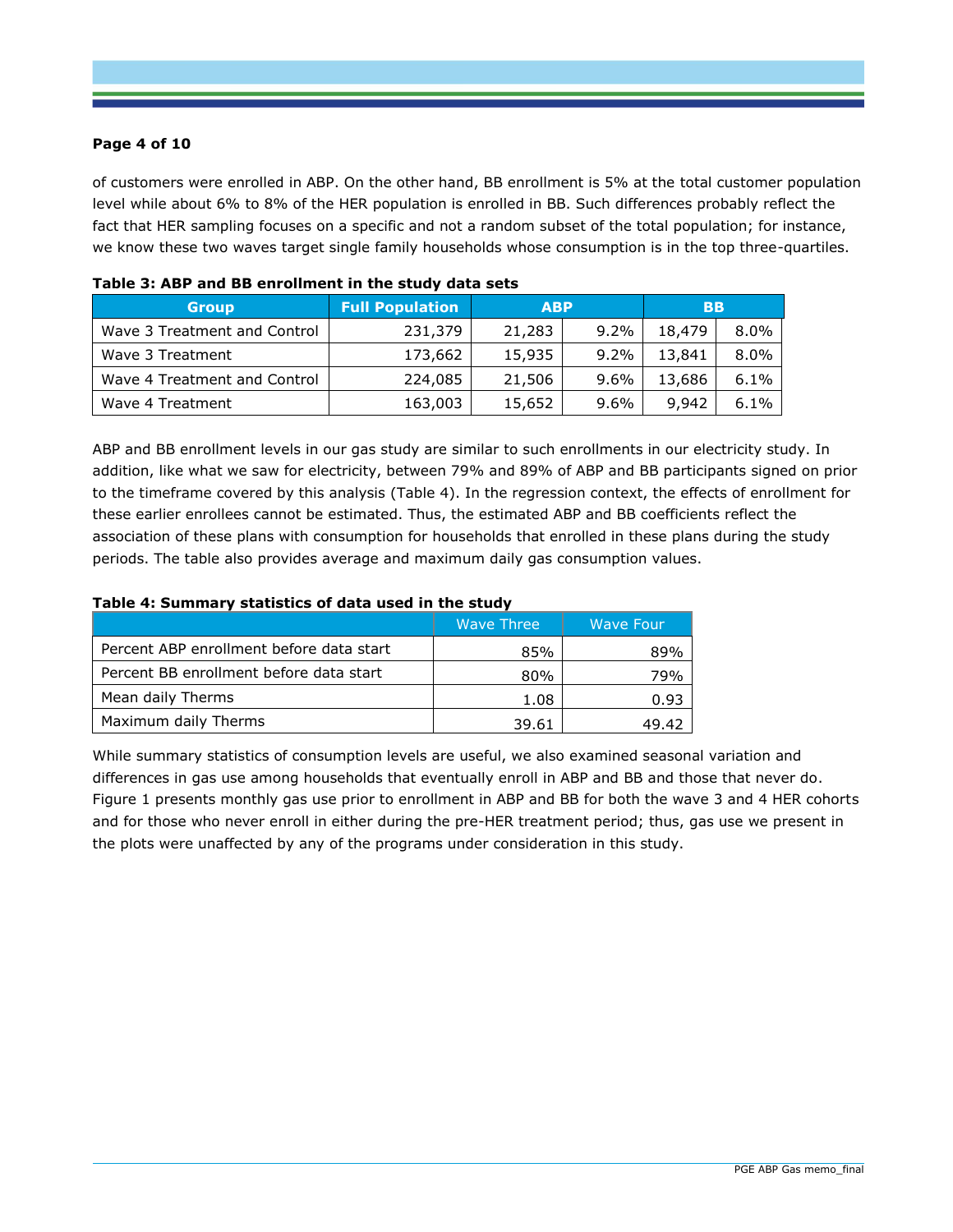of customers were enrolled in ABP. On the other hand, BB enrollment is 5% at the total customer population level while about 6% to 8% of the HER population is enrolled in BB. Such differences probably reflect the fact that HER sampling focuses on a specific and not a random subset of the total population; for instance, we know these two waves target single family households whose consumption is in the top three-quartiles.

**Table 3: ABP and BB enrollment in the study data sets**

| Group | Full Population | ABP | | BB | |
|---|---|---|---|---|---|
| Wave 3 Treatment and Control | 231,379 | 21,283 | 9.2% | 18,479 | 8.0% |
| Wave 3 Treatment | 173,662 | 15,935 | 9.2% | 13,841 | 8.0% |
| Wave 4 Treatment and Control | 224,085 | 21,506 | 9.6% | 13,686 | 6.1% |
| Wave 4 Treatment | 163,003 | 15,652 | 9.6% | 9,942 | 6.1% |

ABP and BB enrollment levels in our gas study are similar to such enrollments in our electricity study. In addition, like what we saw for electricity, between 79% and 89% of ABP and BB participants signed on prior to the timeframe covered by this analysis (Table 4). In the regression context, the effects of enrollment for these earlier enrollees cannot be estimated. Thus, the estimated ABP and BB coefficients reflect the association of these plans with consumption for households that enrolled in these plans during the study periods. The table also provides average and maximum daily gas consumption values.

**Table 4: Summary statistics of data used in the study**

| | Wave Three | Wave Four |
|---|---|---|
| Percent ABP enrollment before data start | 85% | 89% |
| Percent BB enrollment before data start | 80% | 79% |
| Mean daily Therms | 1.08 | 0.93 |
| Maximum daily Therms | 39.61 | 49.42 |

While summary statistics of consumption levels are useful, we also examined seasonal variation and differences in gas use among households that eventually enroll in ABP and BB and those that never do. Figure 1 presents monthly gas use prior to enrollment in ABP and BB for both the wave 3 and 4 HER cohorts and for those who never enroll in either during the pre-HER treatment period; thus, gas use we present in the plots were unaffected by any of the programs under consideration in this study.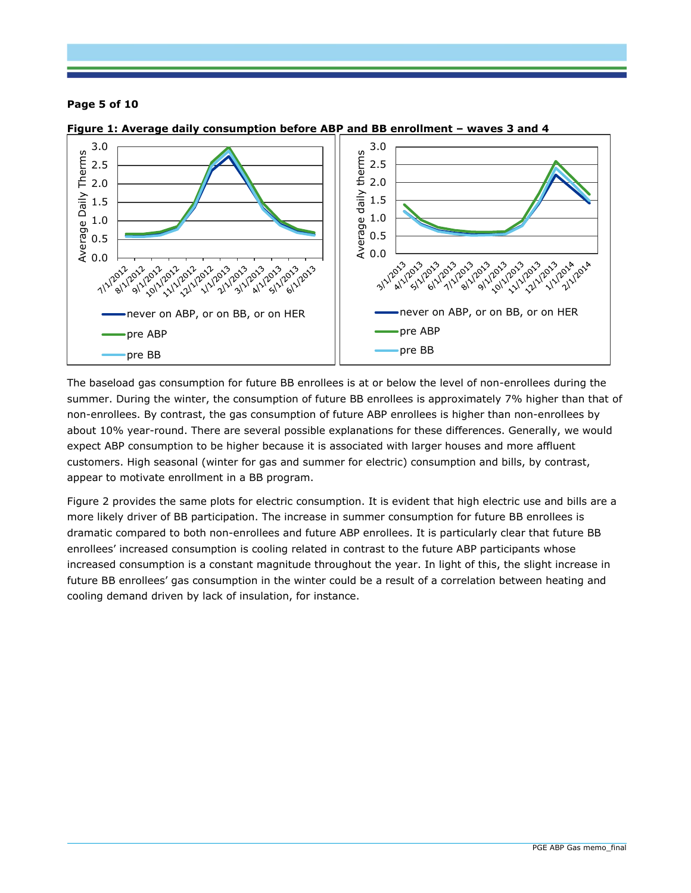**Figure 1: Average daily consumption before ABP and BB enrollment – waves 3 and 4**

The baseload gas consumption for future BB enrollees is at or below the level of non-enrollees during the summer. During the winter, the consumption of future BB enrollees is approximately 7% higher than that of non-enrollees. By contrast, the gas consumption of future ABP enrollees is higher than non-enrollees by about 10% year-round. There are several possible explanations for these differences. Generally, we would expect ABP consumption to be higher because it is associated with larger houses and more affluent customers. High seasonal (winter for gas and summer for electric) consumption and bills, by contrast, appear to motivate enrollment in a BB program.

Figure 2 provides the same plots for electric consumption. It is evident that high electric use and bills are a more likely driver of BB participation. The increase in summer consumption for future BB enrollees is dramatic compared to both non-enrollees and future ABP enrollees. It is particularly clear that future BB enrollees' increased consumption is cooling related in contrast to the future ABP participants whose increased consumption is a constant magnitude throughout the year. In light of this, the slight increase in future BB enrollees' gas consumption in the winter could be a result of a correlation between heating and cooling demand driven by lack of insulation, for instance.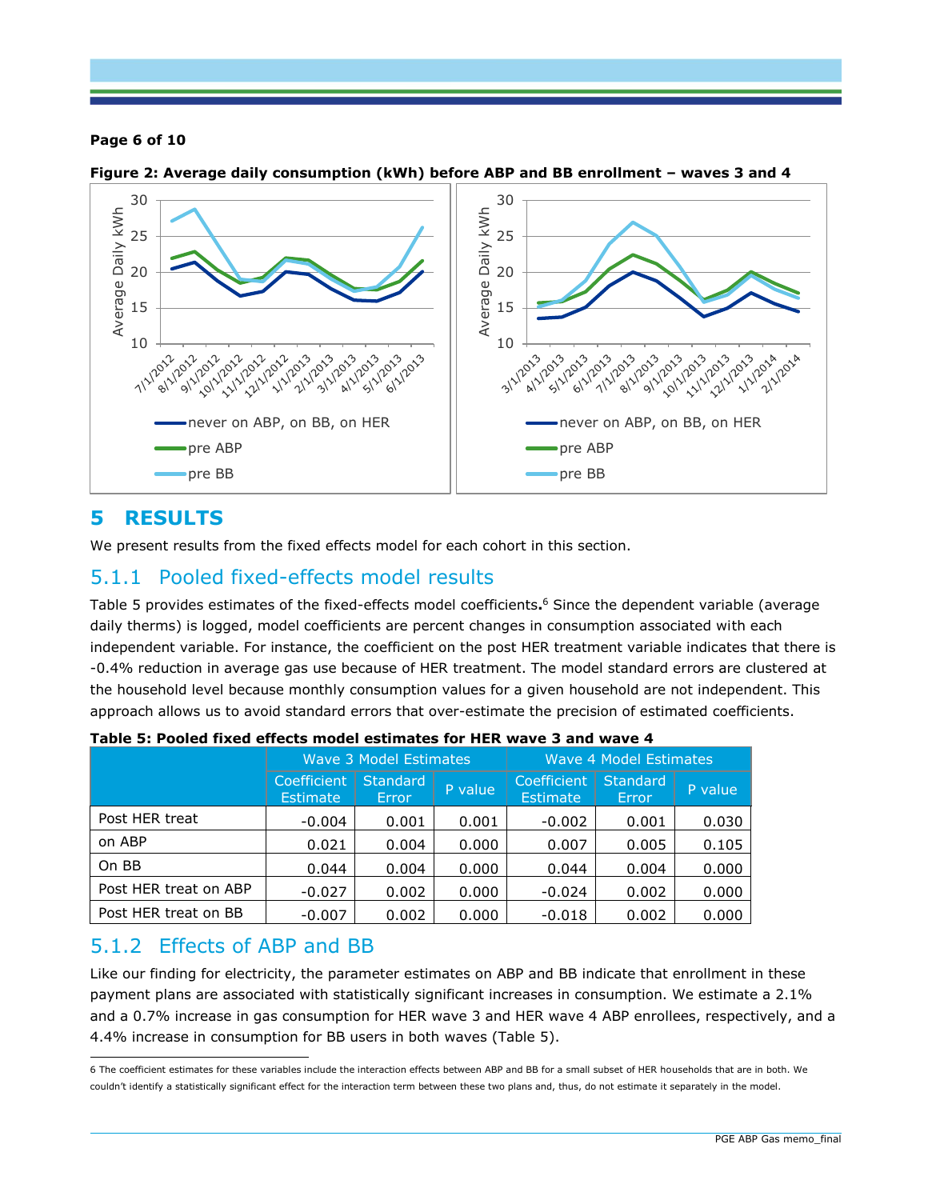**Figure 2: Average daily consumption (kWh) before ABP and BB enrollment – waves 3 and 4**

# 5 RESULTS

We present results from the fixed effects model for each cohort in this section.

## 5.1.1 Pooled fixed-effects model results

Table 5 provides estimates of the fixed-effects model coefficients.[6] Since the dependent variable (average daily therms) is logged, model coefficients are percent changes in consumption associated with each independent variable. For instance, the coefficient on the post HER treatment variable indicates that there is -0.4% reduction in average gas use because of HER treatment. The model standard errors are clustered at the household level because monthly consumption values for a given household are not independent. This approach allows us to avoid standard errors that over-estimate the precision of estimated coefficients.

**Table 5: Pooled fixed effects model estimates for HER wave 3 and wave 4**

| | Wave 3 Model Estimates | | | Wave 4 Model Estimates | | |
|---|---|---|---|---|---|---|
| | Coefficient Estimate | Standard Error | P value | Coefficient Estimate | Standard Error | P value |
| Post HER treat | -0.004 | 0.001 | 0.001 | -0.002 | 0.001 | 0.030 |
| on ABP | 0.021 | 0.004 | 0.000 | 0.007 | 0.005 | 0.105 |
| On BB | 0.044 | 0.004 | 0.000 | 0.044 | 0.004 | 0.000 |
| Post HER treat on ABP | -0.027 | 0.002 | 0.000 | -0.024 | 0.002 | 0.000 |
| Post HER treat on BB | -0.007 | 0.002 | 0.000 | -0.018 | 0.002 | 0.000 |

## 5.1.2 Effects of ABP and BB

Like our finding for electricity, the parameter estimates on ABP and BB indicate that enrollment in these payment plans are associated with statistically significant increases in consumption. We estimate a 2.1% and a 0.7% increase in gas consumption for HER wave 3 and HER wave 4 ABP enrollees, respectively, and a 4.4% increase in consumption for BB users in both waves (Table 5).

6 The coefficient estimates for these variables include the interaction effects between ABP and BB for a small subset of HER households that are in both. We couldn't identify a statistically significant effect for the interaction term between these two plans and, thus, do not estimate it separately in the model.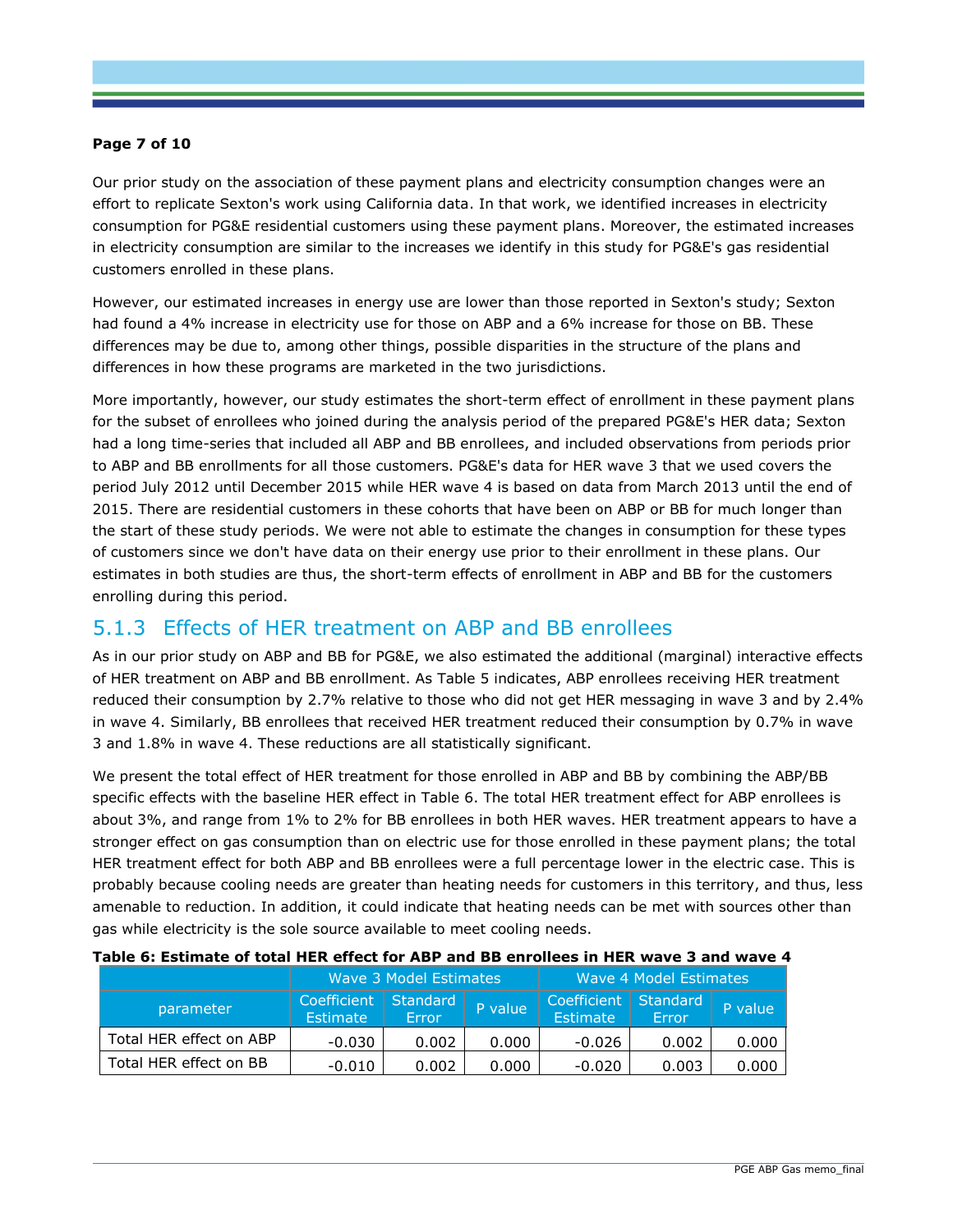Our prior study on the association of these payment plans and electricity consumption changes were an effort to replicate Sexton's work using California data. In that work, we identified increases in electricity consumption for PG&E residential customers using these payment plans. Moreover, the estimated increases in electricity consumption are similar to the increases we identify in this study for PG&E's gas residential customers enrolled in these plans.

However, our estimated increases in energy use are lower than those reported in Sexton's study; Sexton had found a 4% increase in electricity use for those on ABP and a 6% increase for those on BB. These differences may be due to, among other things, possible disparities in the structure of the plans and differences in how these programs are marketed in the two jurisdictions.

More importantly, however, our study estimates the short-term effect of enrollment in these payment plans for the subset of enrollees who joined during the analysis period of the prepared PG&E's HER data; Sexton had a long time-series that included all ABP and BB enrollees, and included observations from periods prior to ABP and BB enrollments for all those customers. PG&E's data for HER wave 3 that we used covers the period July 2012 until December 2015 while HER wave 4 is based on data from March 2013 until the end of 2015. There are residential customers in these cohorts that have been on ABP or BB for much longer than the start of these study periods. We were not able to estimate the changes in consumption for these types of customers since we don't have data on their energy use prior to their enrollment in these plans. Our estimates in both studies are thus, the short-term effects of enrollment in ABP and BB for the customers enrolling during this period.

### 5.1.3 Effects of HER treatment on ABP and BB enrollees

As in our prior study on ABP and BB for PG&E, we also estimated the additional (marginal) interactive effects of HER treatment on ABP and BB enrollment. As Table 5 indicates, ABP enrollees receiving HER treatment reduced their consumption by 2.7% relative to those who did not get HER messaging in wave 3 and by 2.4% in wave 4. Similarly, BB enrollees that received HER treatment reduced their consumption by 0.7% in wave 3 and 1.8% in wave 4. These reductions are all statistically significant.

We present the total effect of HER treatment for those enrolled in ABP and BB by combining the ABP/BB specific effects with the baseline HER effect in Table 6. The total HER treatment effect for ABP enrollees is about 3%, and range from 1% to 2% for BB enrollees in both HER waves. HER treatment appears to have a stronger effect on gas consumption than on electric use for those enrolled in these payment plans; the total HER treatment effect for both ABP and BB enrollees were a full percentage lower in the electric case. This is probably because cooling needs are greater than heating needs for customers in this territory, and thus, less amenable to reduction. In addition, it could indicate that heating needs can be met with sources other than gas while electricity is the sole source available to meet cooling needs.

**Table 6: Estimate of total HER effect for ABP and BB enrollees in HER wave 3 and wave 4**

| | Wave 3 Model Estimates | | | Wave 4 Model Estimates | | |
|---|---|---|---|---|---|---|
| parameter | Coefficient Estimate | Standard Error | P value | Coefficient Estimate | Standard Error | P value |
| Total HER effect on ABP | -0.030 | 0.002 | 0.000 | -0.026 | 0.002 | 0.000 |
| Total HER effect on BB | -0.010 | 0.002 | 0.000 | -0.020 | 0.003 | 0.000 |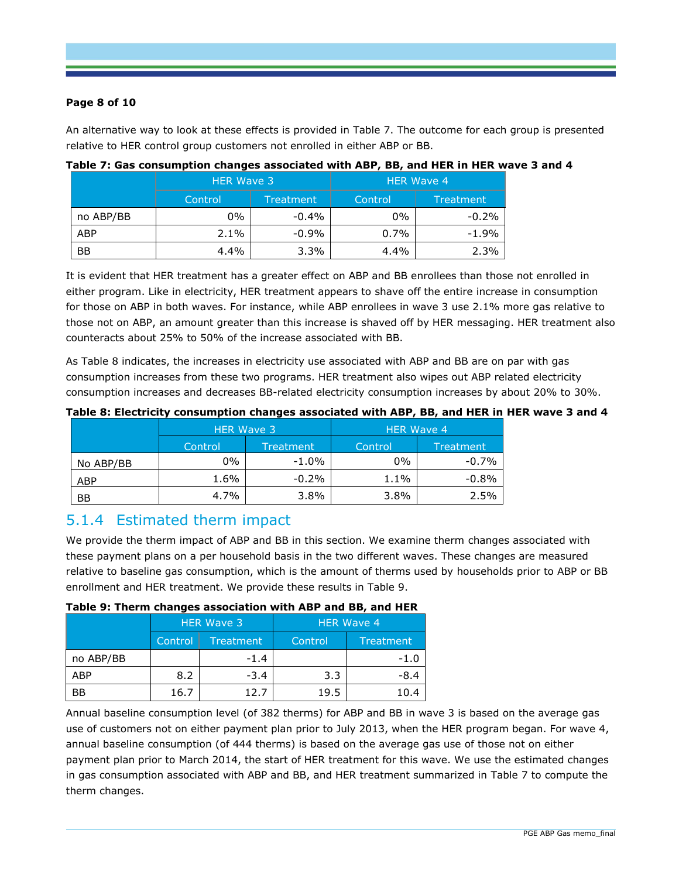An alternative way to look at these effects is provided in Table 7. The outcome for each group is presented relative to HER control group customers not enrolled in either ABP or BB.

**Table 7: Gas consumption changes associated with ABP, BB, and HER in HER wave 3 and 4**

| | HER Wave 3 | | HER Wave 4 | |
|---|---|---|---|---|
| | Control | Treatment | Control | Treatment |
| no ABP/BB | 0% | -0.4% | 0% | -0.2% |
| ABP | 2.1% | -0.9% | 0.7% | -1.9% |
| BB | 4.4% | 3.3% | 4.4% | 2.3% |

It is evident that HER treatment has a greater effect on ABP and BB enrollees than those not enrolled in either program. Like in electricity, HER treatment appears to shave off the entire increase in consumption for those on ABP in both waves. For instance, while ABP enrollees in wave 3 use 2.1% more gas relative to those not on ABP, an amount greater than this increase is shaved off by HER messaging. HER treatment also counteracts about 25% to 50% of the increase associated with BB.

As Table 8 indicates, the increases in electricity use associated with ABP and BB are on par with gas consumption increases from these two programs. HER treatment also wipes out ABP related electricity consumption increases and decreases BB-related electricity consumption increases by about 20% to 30%.

**Table 8: Electricity consumption changes associated with ABP, BB, and HER in HER wave 3 and 4**

| | HER Wave 3 | | HER Wave 4 | |
|---|---|---|---|---|
| | Control | Treatment | Control | Treatment |
| No ABP/BB | 0% | -1.0% | 0% | -0.7% |
| ABP | 1.6% | -0.2% | 1.1% | -0.8% |
| BB | 4.7% | 3.8% | 3.8% | 2.5% |

## 5.1.4 Estimated therm impact

We provide the therm impact of ABP and BB in this section. We examine therm changes associated with these payment plans on a per household basis in the two different waves. These changes are measured relative to baseline gas consumption, which is the amount of therms used by households prior to ABP or BB enrollment and HER treatment. We provide these results in Table 9.

**Table 9: Therm changes association with ABP and BB, and HER**

| | HER Wave 3 | | HER Wave 4 | |
|---|---|---|---|---|
| | Control | Treatment | Control | Treatment |
| no ABP/BB | | -1.4 | | -1.0 |
| ABP | 8.2 | -3.4 | 3.3 | -8.4 |
| BB | 16.7 | 12.7 | 19.5 | 10.4 |

Annual baseline consumption level (of 382 therms) for ABP and BB in wave 3 is based on the average gas use of customers not on either payment plan prior to July 2013, when the HER program began. For wave 4, annual baseline consumption (of 444 therms) is based on the average gas use of those not on either payment plan prior to March 2014, the start of HER treatment for this wave. We use the estimated changes in gas consumption associated with ABP and BB, and HER treatment summarized in Table 7 to compute the therm changes.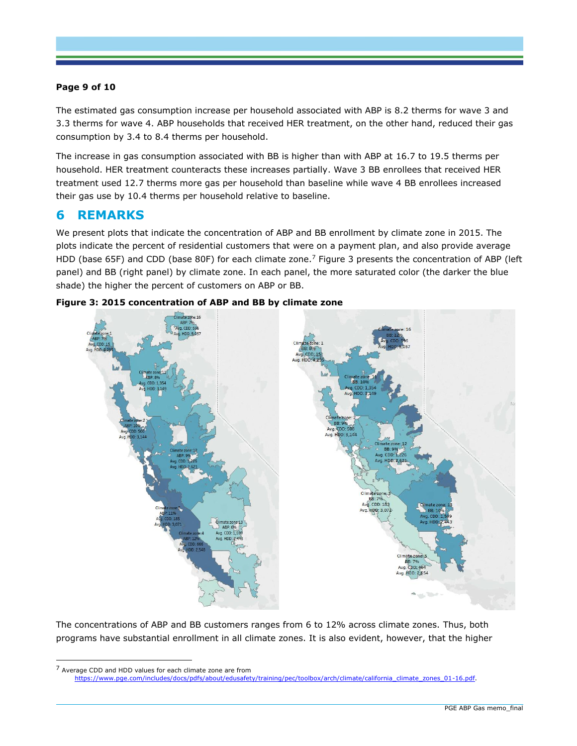The estimated gas consumption increase per household associated with ABP is 8.2 therms for wave 3 and 3.3 therms for wave 4. ABP households that received HER treatment, on the other hand, reduced their gas consumption by 3.4 to 8.4 therms per household.

The increase in gas consumption associated with BB is higher than with ABP at 16.7 to 19.5 therms per household. HER treatment counteracts these increases partially. Wave 3 BB enrollees that received HER treatment used 12.7 therms more gas per household than baseline while wave 4 BB enrollees increased their gas use by 10.4 therms per household relative to baseline.

## 6 REMARKS

We present plots that indicate the concentration of ABP and BB enrollment by climate zone in 2015. The plots indicate the percent of residential customers that were on a payment plan, and also provide average HDD (base 65F) and CDD (base 80F) for each climate zone.[7] Figure 3 presents the concentration of ABP (left panel) and BB (right panel) by climate zone. In each panel, the more saturated color (the darker the blue shade) the higher the percent of customers on ABP or BB.

**Figure 3: 2015 concentration of ABP and BB by climate zone**

The concentrations of ABP and BB customers ranges from 6 to 12% across climate zones. Thus, both programs have substantial enrollment in all climate zones. It is also evident, however, that the higher

[7] Average CDD and HDD values for each climate zone are from https://www.pge.com/includes/docs/pdfs/about/edusafety/training/pec/toolbox/arch/climate/california_climate_zones_01-16.pdf.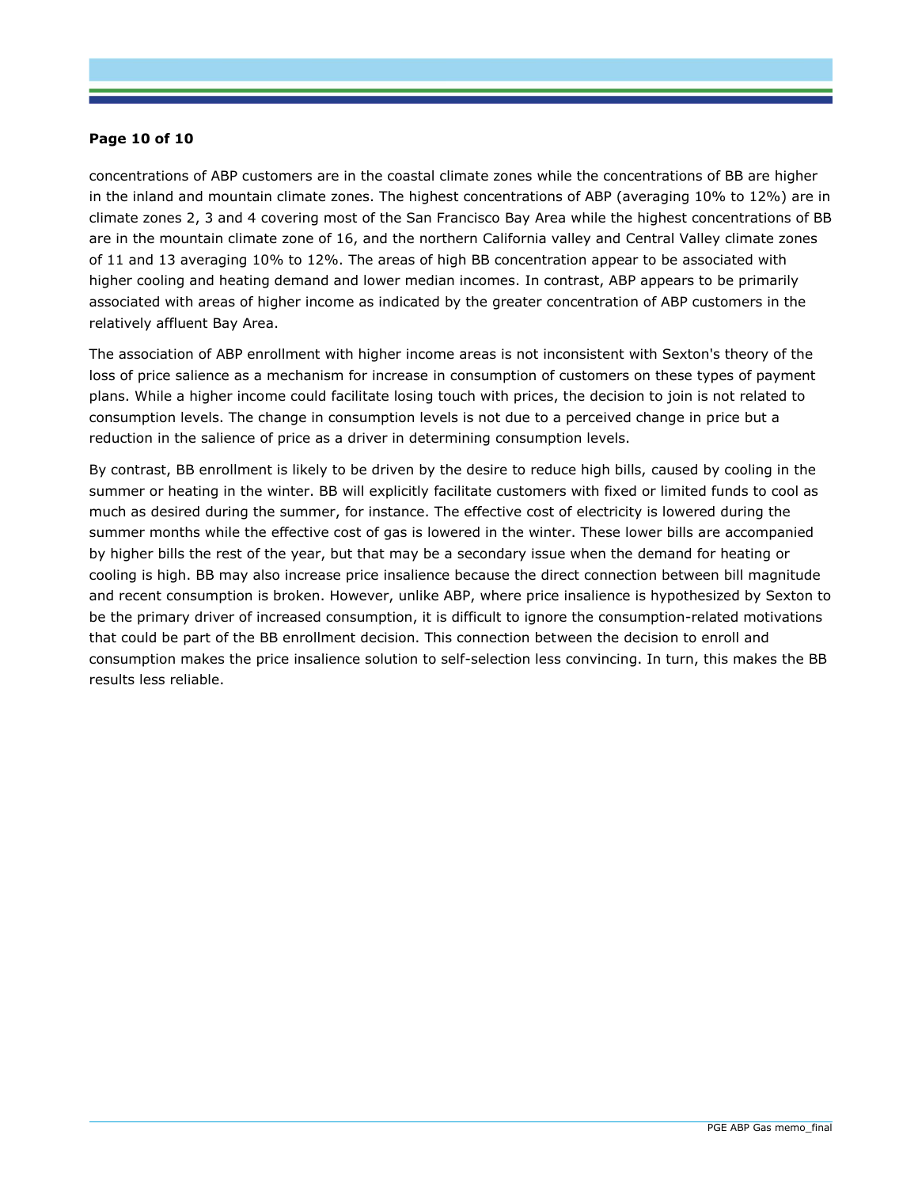concentrations of ABP customers are in the coastal climate zones while the concentrations of BB are higher in the inland and mountain climate zones. The highest concentrations of ABP (averaging 10% to 12%) are in climate zones 2, 3 and 4 covering most of the San Francisco Bay Area while the highest concentrations of BB are in the mountain climate zone of 16, and the northern California valley and Central Valley climate zones of 11 and 13 averaging 10% to 12%. The areas of high BB concentration appear to be associated with higher cooling and heating demand and lower median incomes. In contrast, ABP appears to be primarily associated with areas of higher income as indicated by the greater concentration of ABP customers in the relatively affluent Bay Area.

The association of ABP enrollment with higher income areas is not inconsistent with Sexton's theory of the loss of price salience as a mechanism for increase in consumption of customers on these types of payment plans. While a higher income could facilitate losing touch with prices, the decision to join is not related to consumption levels. The change in consumption levels is not due to a perceived change in price but a reduction in the salience of price as a driver in determining consumption levels.

By contrast, BB enrollment is likely to be driven by the desire to reduce high bills, caused by cooling in the summer or heating in the winter. BB will explicitly facilitate customers with fixed or limited funds to cool as much as desired during the summer, for instance. The effective cost of electricity is lowered during the summer months while the effective cost of gas is lowered in the winter. These lower bills are accompanied by higher bills the rest of the year, but that may be a secondary issue when the demand for heating or cooling is high. BB may also increase price insalience because the direct connection between bill magnitude and recent consumption is broken. However, unlike ABP, where price insalience is hypothesized by Sexton to be the primary driver of increased consumption, it is difficult to ignore the consumption-related motivations that could be part of the BB enrollment decision. This connection between the decision to enroll and consumption makes the price insalience solution to self-selection less convincing. In turn, this makes the BB results less reliable.